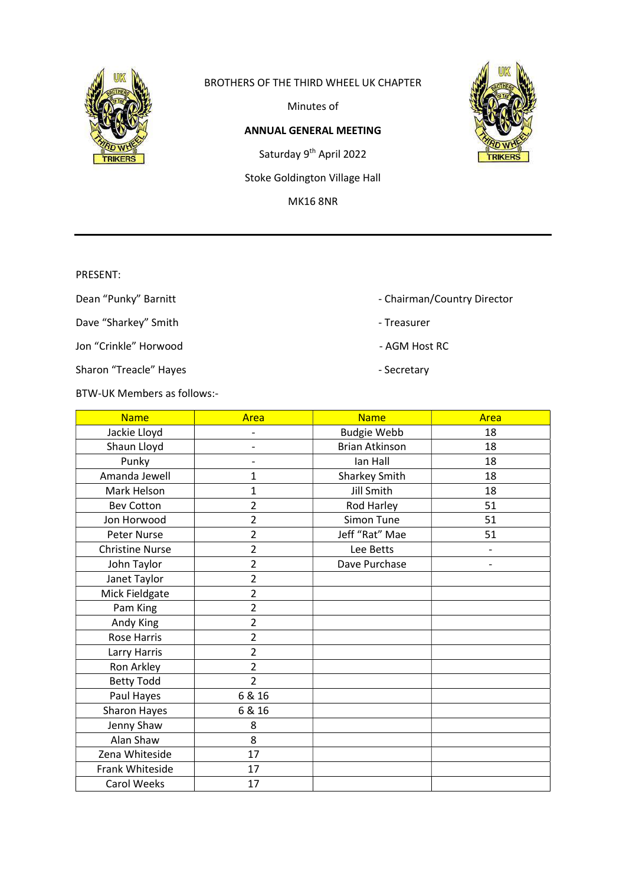BROTHERS OF THE THIRD WHEEL UK CHAPTER

Minutes of

**ANNUAL GENERAL MEETING**

Saturday 9th April 2022

Stoke Goldington Village Hall

MK16 8NR

---

PRESENT:

Dean “Punky” Barnitt - Chairman/Country Director

Dave “Sharkey” Smith - Treasurer

Jon “Crinkle” Horwood - AGM Host RC

Sharon “Treacle” Hayes - Secretary

BTW-UK Members as follows:-

| Name | Area | Name | Area |
|---|---|---|---|
| Jackie Lloyd | - | Budgie Webb | 18 |
| Shaun Lloyd | - | Brian Atkinson | 18 |
| Punky | - | Ian Hall | 18 |
| Amanda Jewell | 1 | Sharkey Smith | 18 |
| Mark Helson | 1 | Jill Smith | 18 |
| Bev Cotton | 2 | Rod Harley | 51 |
| Jon Horwood | 2 | Simon Tune | 51 |
| Peter Nurse | 2 | Jeff “Rat” Mae | 51 |
| Christine Nurse | 2 | Lee Betts | - |
| John Taylor | 2 | Dave Purchase | - |
| Janet Taylor | 2 | | |
| Mick Fieldgate | 2 | | |
| Pam King | 2 | | |
| Andy King | 2 | | |
| Rose Harris | 2 | | |
| Larry Harris | 2 | | |
| Ron Arkley | 2 | | |
| Betty Todd | 2 | | |
| Paul Hayes | 6 & 16 | | |
| Sharon Hayes | 6 & 16 | | |
| Jenny Shaw | 8 | | |
| Alan Shaw | 8 | | |
| Zena Whiteside | 17 | | |
| Frank Whiteside | 17 | | |
| Carol Weeks | 17 | | |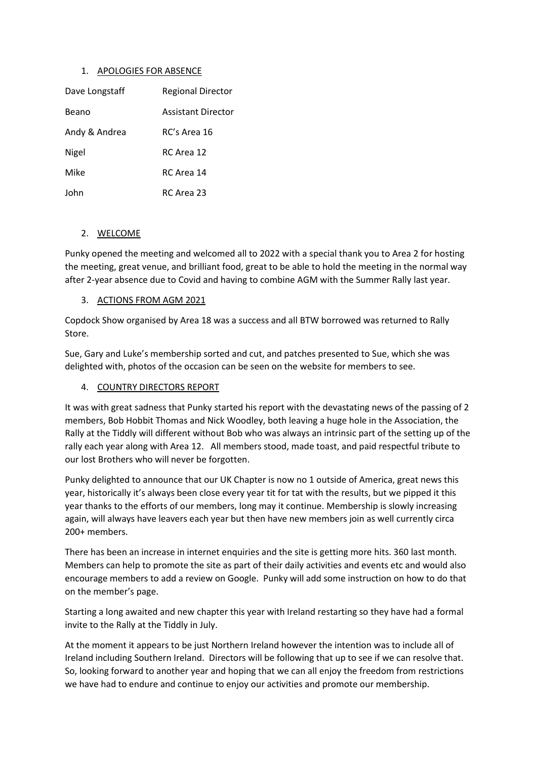1. APOLOGIES FOR ABSENCE

| | |
|---|---|
| Dave Longstaff | Regional Director |
| Beano | Assistant Director |
| Andy & Andrea | RC's Area 16 |
| Nigel | RC Area 12 |
| Mike | RC Area 14 |
| John | RC Area 23 |

2. WELCOME

Punky opened the meeting and welcomed all to 2022 with a special thank you to Area 2 for hosting the meeting, great venue, and brilliant food, great to be able to hold the meeting in the normal way after 2-year absence due to Covid and having to combine AGM with the Summer Rally last year.

3. ACTIONS FROM AGM 2021

Copdock Show organised by Area 18 was a success and all BTW borrowed was returned to Rally Store.

Sue, Gary and Luke's membership sorted and cut, and patches presented to Sue, which she was delighted with, photos of the occasion can be seen on the website for members to see.

4. COUNTRY DIRECTORS REPORT

It was with great sadness that Punky started his report with the devastating news of the passing of 2 members, Bob Hobbit Thomas and Nick Woodley, both leaving a huge hole in the Association, the Rally at the Tiddly will different without Bob who was always an intrinsic part of the setting up of the rally each year along with Area 12. All members stood, made toast, and paid respectful tribute to our lost Brothers who will never be forgotten.

Punky delighted to announce that our UK Chapter is now no 1 outside of America, great news this year, historically it's always been close every year tit for tat with the results, but we pipped it this year thanks to the efforts of our members, long may it continue. Membership is slowly increasing again, will always have leavers each year but then have new members join as well currently circa 200+ members.

There has been an increase in internet enquiries and the site is getting more hits. 360 last month. Members can help to promote the site as part of their daily activities and events etc and would also encourage members to add a review on Google. Punky will add some instruction on how to do that on the member's page.

Starting a long awaited and new chapter this year with Ireland restarting so they have had a formal invite to the Rally at the Tiddly in July.

At the moment it appears to be just Northern Ireland however the intention was to include all of Ireland including Southern Ireland. Directors will be following that up to see if we can resolve that. So, looking forward to another year and hoping that we can all enjoy the freedom from restrictions we have had to endure and continue to enjoy our activities and promote our membership.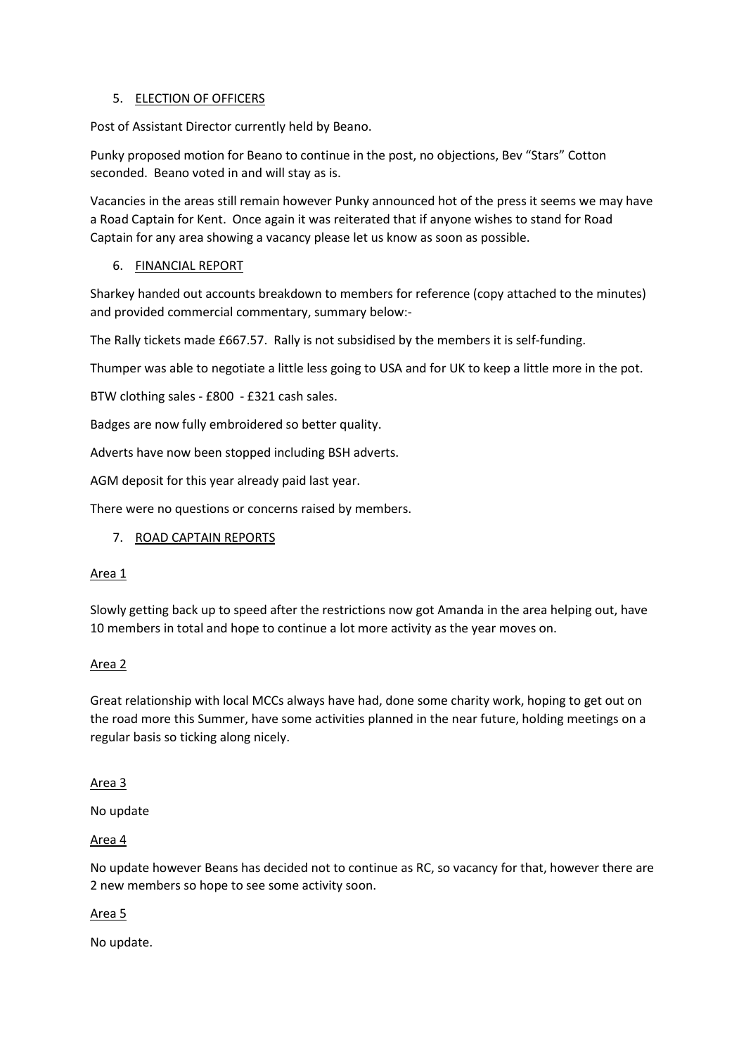5. ELECTION OF OFFICERS

Post of Assistant Director currently held by Beano.

Punky proposed motion for Beano to continue in the post, no objections, Bev "Stars" Cotton seconded. Beano voted in and will stay as is.

Vacancies in the areas still remain however Punky announced hot of the press it seems we may have a Road Captain for Kent. Once again it was reiterated that if anyone wishes to stand for Road Captain for any area showing a vacancy please let us know as soon as possible.

6. FINANCIAL REPORT

Sharkey handed out accounts breakdown to members for reference (copy attached to the minutes) and provided commercial commentary, summary below:-

The Rally tickets made £667.57. Rally is not subsidised by the members it is self-funding.

Thumper was able to negotiate a little less going to USA and for UK to keep a little more in the pot.

BTW clothing sales - £800 - £321 cash sales.

Badges are now fully embroidered so better quality.

Adverts have now been stopped including BSH adverts.

AGM deposit for this year already paid last year.

There were no questions or concerns raised by members.

7. ROAD CAPTAIN REPORTS

Area 1

Slowly getting back up to speed after the restrictions now got Amanda in the area helping out, have 10 members in total and hope to continue a lot more activity as the year moves on.

Area 2

Great relationship with local MCCs always have had, done some charity work, hoping to get out on the road more this Summer, have some activities planned in the near future, holding meetings on a regular basis so ticking along nicely.

Area 3

No update

Area 4

No update however Beans has decided not to continue as RC, so vacancy for that, however there are 2 new members so hope to see some activity soon.

Area 5

No update.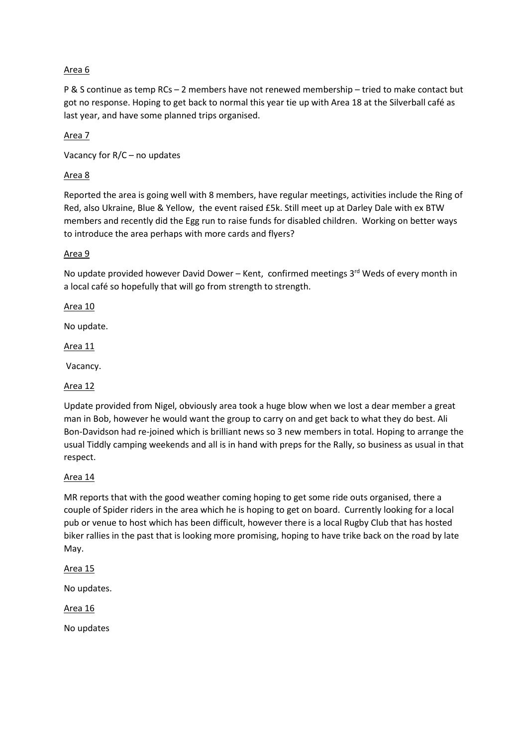Area 6

P & S continue as temp RCs – 2 members have not renewed membership – tried to make contact but got no response. Hoping to get back to normal this year tie up with Area 18 at the Silverball café as last year, and have some planned trips organised.

Area 7

Vacancy for R/C – no updates

Area 8

Reported the area is going well with 8 members, have regular meetings, activities include the Ring of Red, also Ukraine, Blue & Yellow, the event raised £5k. Still meet up at Darley Dale with ex BTW members and recently did the Egg run to raise funds for disabled children. Working on better ways to introduce the area perhaps with more cards and flyers?

Area 9

No update provided however David Dower – Kent, confirmed meetings 3rd Weds of every month in a local café so hopefully that will go from strength to strength.

Area 10

No update.

Area 11

Vacancy.

Area 12

Update provided from Nigel, obviously area took a huge blow when we lost a dear member a great man in Bob, however he would want the group to carry on and get back to what they do best. Ali Bon-Davidson had re-joined which is brilliant news so 3 new members in total. Hoping to arrange the usual Tiddly camping weekends and all is in hand with preps for the Rally, so business as usual in that respect.

Area 14

MR reports that with the good weather coming hoping to get some ride outs organised, there a couple of Spider riders in the area which he is hoping to get on board. Currently looking for a local pub or venue to host which has been difficult, however there is a local Rugby Club that has hosted biker rallies in the past that is looking more promising, hoping to have trike back on the road by late May.

Area 15

No updates.

Area 16

No updates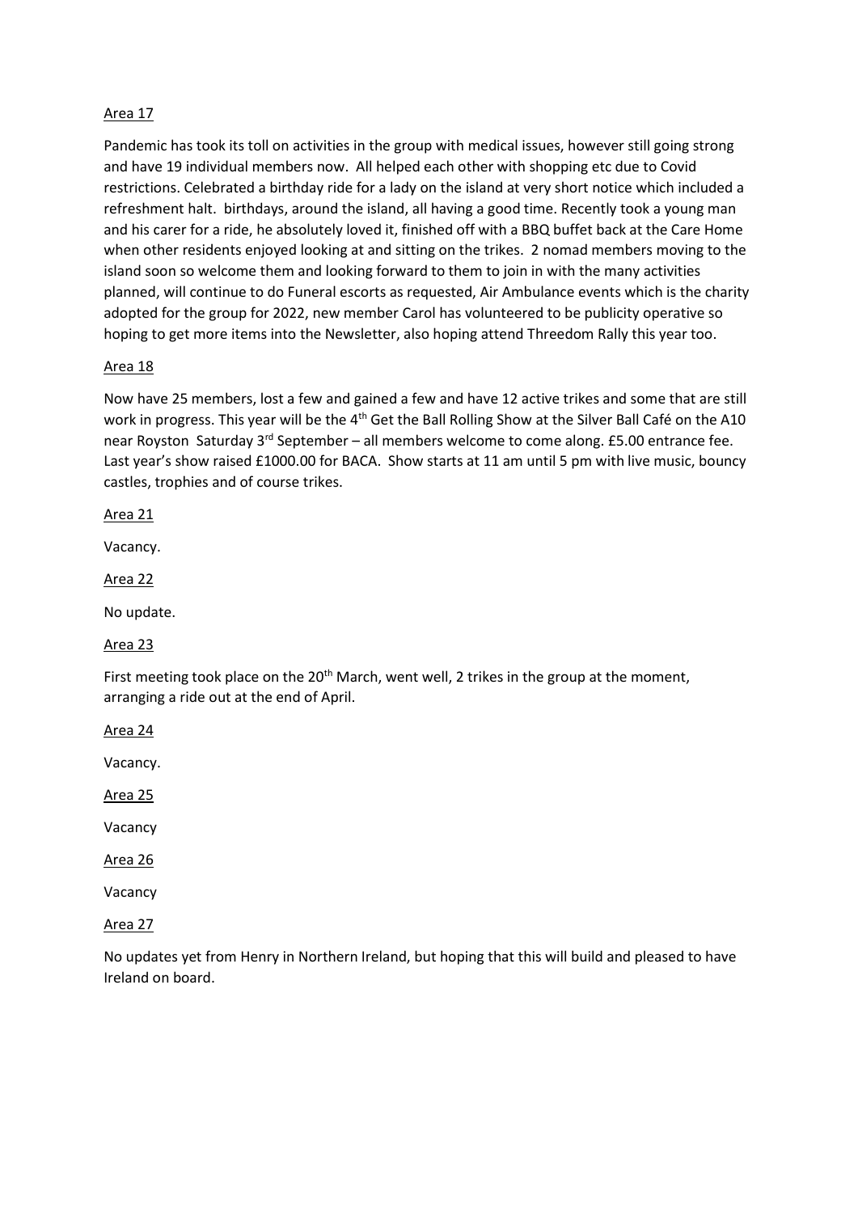Area 17

Pandemic has took its toll on activities in the group with medical issues, however still going strong and have 19 individual members now. All helped each other with shopping etc due to Covid restrictions. Celebrated a birthday ride for a lady on the island at very short notice which included a refreshment halt. birthdays, around the island, all having a good time. Recently took a young man and his carer for a ride, he absolutely loved it, finished off with a BBQ buffet back at the Care Home when other residents enjoyed looking at and sitting on the trikes. 2 nomad members moving to the island soon so welcome them and looking forward to them to join in with the many activities planned, will continue to do Funeral escorts as requested, Air Ambulance events which is the charity adopted for the group for 2022, new member Carol has volunteered to be publicity operative so hoping to get more items into the Newsletter, also hoping attend Threedom Rally this year too.

Area 18

Now have 25 members, lost a few and gained a few and have 12 active trikes and some that are still work in progress. This year will be the 4th Get the Ball Rolling Show at the Silver Ball Café on the A10 near Royston Saturday 3rd September – all members welcome to come along. £5.00 entrance fee. Last year's show raised £1000.00 for BACA. Show starts at 11 am until 5 pm with live music, bouncy castles, trophies and of course trikes.

Area 21

Vacancy.

Area 22

No update.

Area 23

First meeting took place on the 20th March, went well, 2 trikes in the group at the moment, arranging a ride out at the end of April.

Area 24

Vacancy.

Area 25

Vacancy

Area 26

Vacancy

Area 27

No updates yet from Henry in Northern Ireland, but hoping that this will build and pleased to have Ireland on board.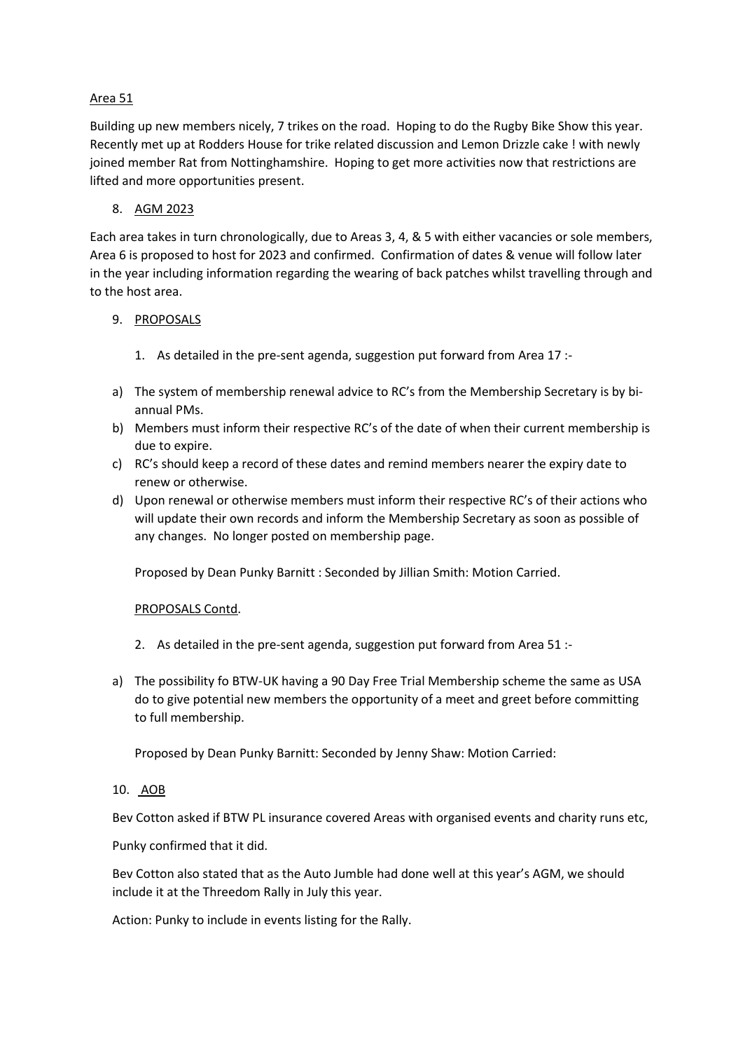Area 51

Building up new members nicely, 7 trikes on the road. Hoping to do the Rugby Bike Show this year. Recently met up at Rodders House for trike related discussion and Lemon Drizzle cake ! with newly joined member Rat from Nottinghamshire. Hoping to get more activities now that restrictions are lifted and more opportunities present.

8. AGM 2023

Each area takes in turn chronologically, due to Areas 3, 4, & 5 with either vacancies or sole members, Area 6 is proposed to host for 2023 and confirmed. Confirmation of dates & venue will follow later in the year including information regarding the wearing of back patches whilst travelling through and to the host area.

9. PROPOSALS

    1. As detailed in the pre-sent agenda, suggestion put forward from Area 17 :-

a) The system of membership renewal advice to RC's from the Membership Secretary is by bi-annual PMs.
b) Members must inform their respective RC's of the date of when their current membership is due to expire.
c) RC's should keep a record of these dates and remind members nearer the expiry date to renew or otherwise.
d) Upon renewal or otherwise members must inform their respective RC's of their actions who will update their own records and inform the Membership Secretary as soon as possible of any changes. No longer posted on membership page.

Proposed by Dean Punky Barnitt : Seconded by Jillian Smith: Motion Carried.

PROPOSALS Contd.

    2. As detailed in the pre-sent agenda, suggestion put forward from Area 51 :-

a) The possibility fo BTW-UK having a 90 Day Free Trial Membership scheme the same as USA do to give potential new members the opportunity of a meet and greet before committing to full membership.

Proposed by Dean Punky Barnitt: Seconded by Jenny Shaw: Motion Carried:

10. AOB

Bev Cotton asked if BTW PL insurance covered Areas with organised events and charity runs etc,

Punky confirmed that it did.

Bev Cotton also stated that as the Auto Jumble had done well at this year's AGM, we should include it at the Threedom Rally in July this year.

Action: Punky to include in events listing for the Rally.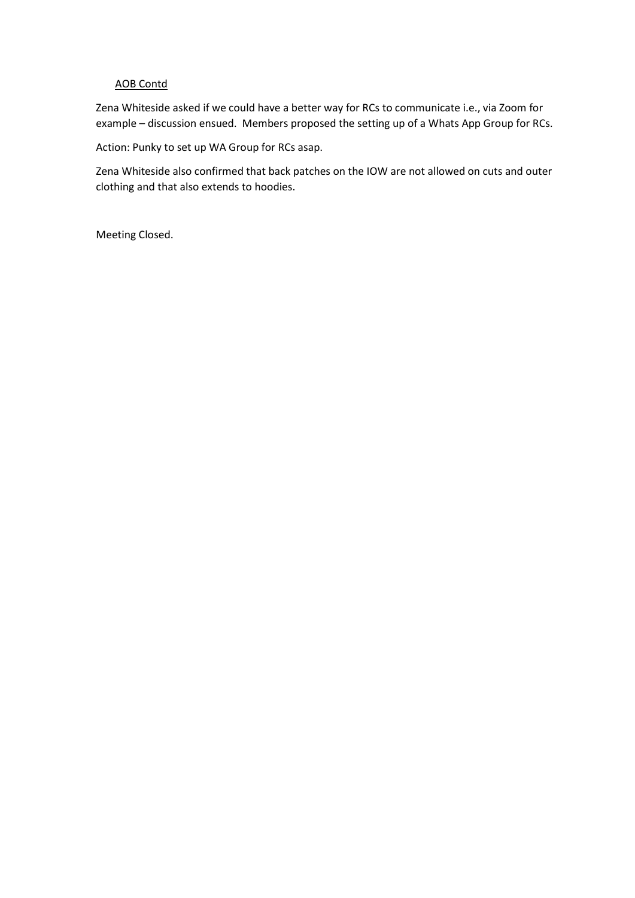AOB Contd

Zena Whiteside asked if we could have a better way for RCs to communicate i.e., via Zoom for example – discussion ensued. Members proposed the setting up of a Whats App Group for RCs.

Action: Punky to set up WA Group for RCs asap.

Zena Whiteside also confirmed that back patches on the IOW are not allowed on cuts and outer clothing and that also extends to hoodies.

Meeting Closed.